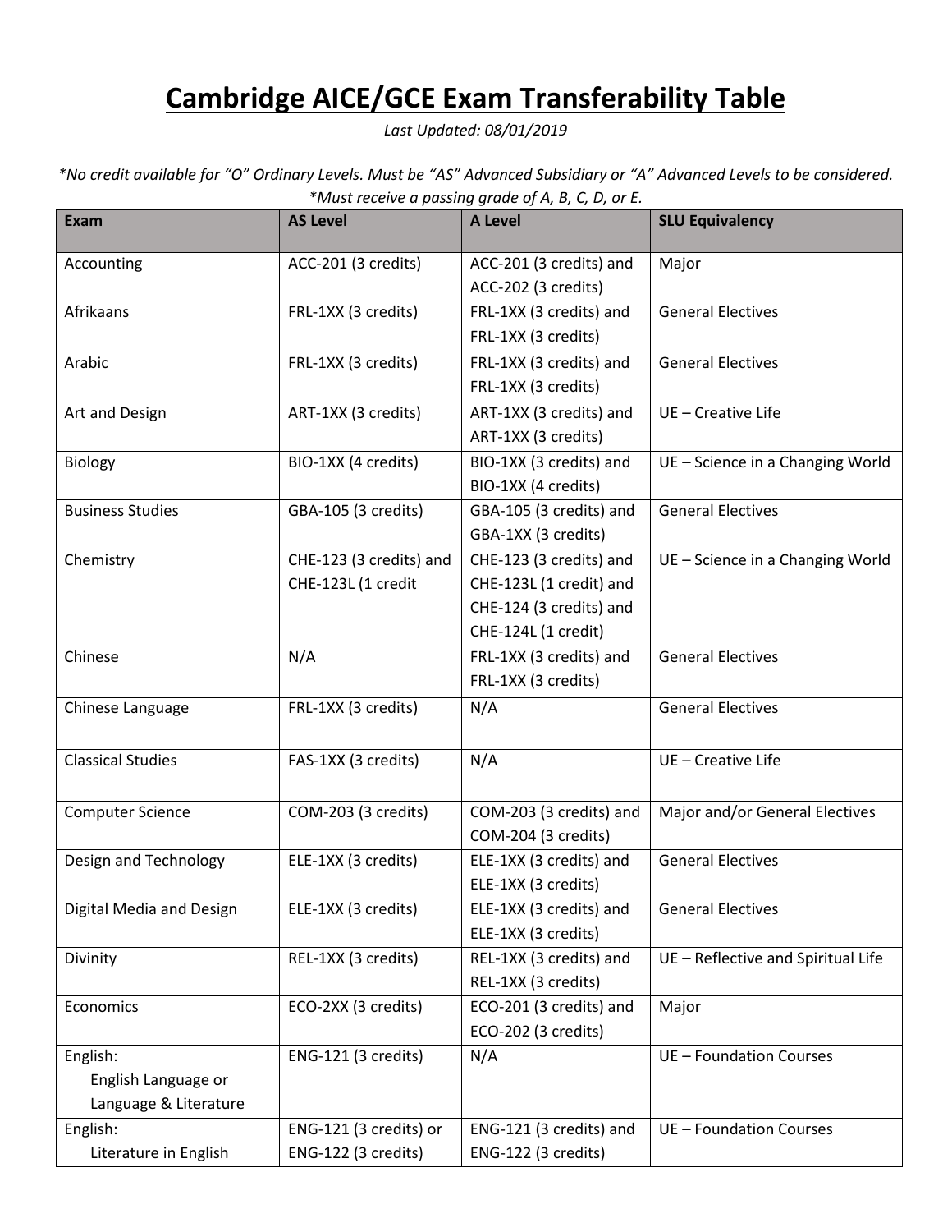# Cambridge AICE/GCE Exam Transferability Table

*Last Updated: 08/01/2019*

*\*No credit available for "O" Ordinary Levels. Must be "AS" Advanced Subsidiary or "A" Advanced Levels to be considered.*
*\*Must receive a passing grade of A, B, C, D, or E.*

| Exam | AS Level | A Level | SLU Equivalency |
|---|---|---|---|
| Accounting | ACC-201 (3 credits) | ACC-201 (3 credits) and ACC-202 (3 credits) | Major |
| Afrikaans | FRL-1XX (3 credits) | FRL-1XX (3 credits) and FRL-1XX (3 credits) | General Electives |
| Arabic | FRL-1XX (3 credits) | FRL-1XX (3 credits) and FRL-1XX (3 credits) | General Electives |
| Art and Design | ART-1XX (3 credits) | ART-1XX (3 credits) and ART-1XX (3 credits) | UE – Creative Life |
| Biology | BIO-1XX (4 credits) | BIO-1XX (3 credits) and BIO-1XX (4 credits) | UE – Science in a Changing World |
| Business Studies | GBA-105 (3 credits) | GBA-105 (3 credits) and GBA-1XX (3 credits) | General Electives |
| Chemistry | CHE-123 (3 credits) and CHE-123L (1 credit | CHE-123 (3 credits) and CHE-123L (1 credit) and CHE-124 (3 credits) and CHE-124L (1 credit) | UE – Science in a Changing World |
| Chinese | N/A | FRL-1XX (3 credits) and FRL-1XX (3 credits) | General Electives |
| Chinese Language | FRL-1XX (3 credits) | N/A | General Electives |
| Classical Studies | FAS-1XX (3 credits) | N/A | UE – Creative Life |
| Computer Science | COM-203 (3 credits) | COM-203 (3 credits) and COM-204 (3 credits) | Major and/or General Electives |
| Design and Technology | ELE-1XX (3 credits) | ELE-1XX (3 credits) and ELE-1XX (3 credits) | General Electives |
| Digital Media and Design | ELE-1XX (3 credits) | ELE-1XX (3 credits) and ELE-1XX (3 credits) | General Electives |
| Divinity | REL-1XX (3 credits) | REL-1XX (3 credits) and REL-1XX (3 credits) | UE – Reflective and Spiritual Life |
| Economics | ECO-2XX (3 credits) | ECO-201 (3 credits) and ECO-202 (3 credits) | Major |
| English: English Language or Language & Literature | ENG-121 (3 credits) | N/A | UE – Foundation Courses |
| English: Literature in English | ENG-121 (3 credits) or ENG-122 (3 credits) | ENG-121 (3 credits) and ENG-122 (3 credits) | UE – Foundation Courses |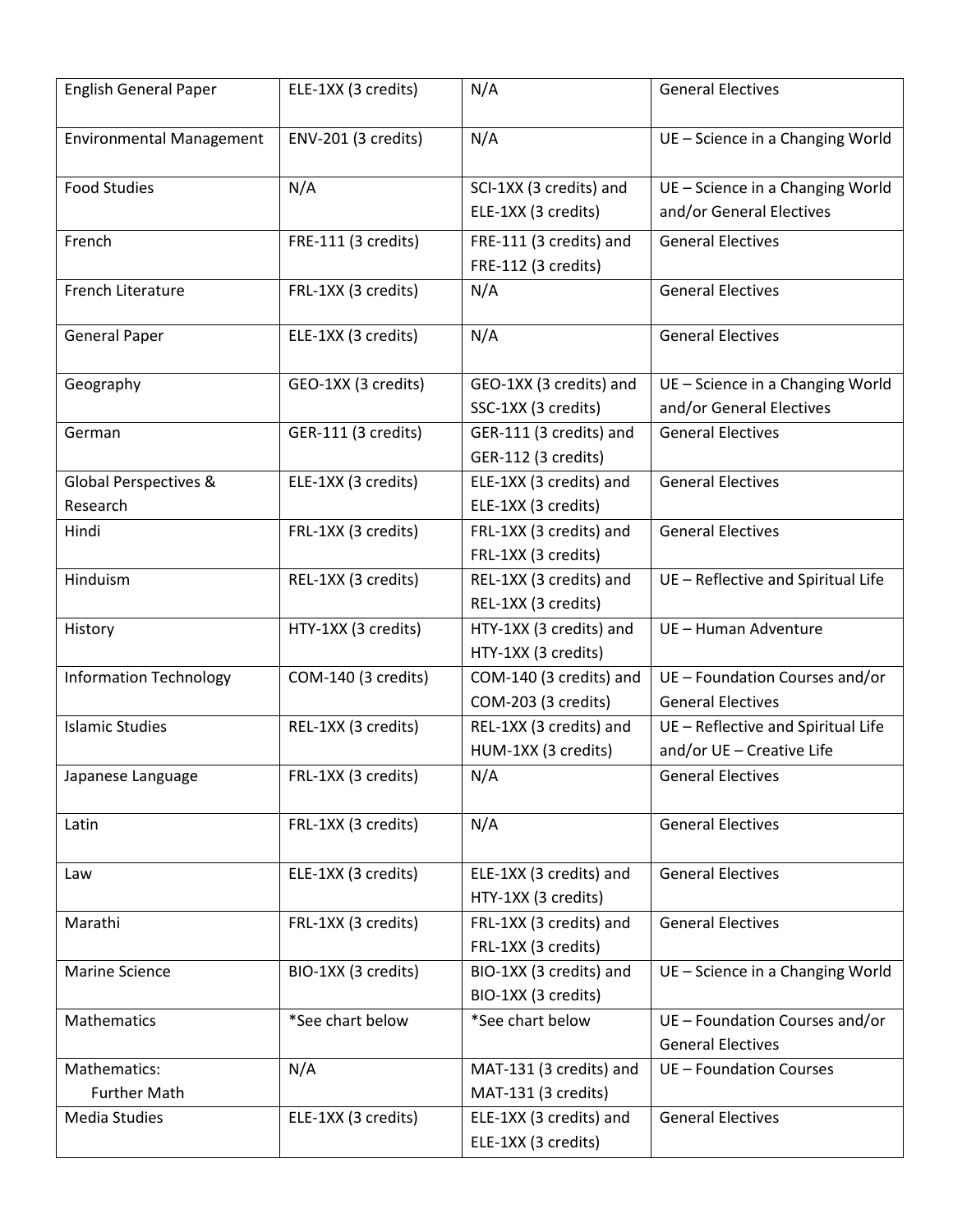| English General Paper | ELE-1XX (3 credits) | N/A | General Electives |
|---|---|---|---|
| Environmental Management | ENV-201 (3 credits) | N/A | UE – Science in a Changing World |
| Food Studies | N/A | SCI-1XX (3 credits) and ELE-1XX (3 credits) | UE – Science in a Changing World and/or General Electives |
| French | FRE-111 (3 credits) | FRE-111 (3 credits) and FRE-112 (3 credits) | General Electives |
| French Literature | FRL-1XX (3 credits) | N/A | General Electives |
| General Paper | ELE-1XX (3 credits) | N/A | General Electives |
| Geography | GEO-1XX (3 credits) | GEO-1XX (3 credits) and SSC-1XX (3 credits) | UE – Science in a Changing World and/or General Electives |
| German | GER-111 (3 credits) | GER-111 (3 credits) and GER-112 (3 credits) | General Electives |
| Global Perspectives & Research | ELE-1XX (3 credits) | ELE-1XX (3 credits) and ELE-1XX (3 credits) | General Electives |
| Hindi | FRL-1XX (3 credits) | FRL-1XX (3 credits) and FRL-1XX (3 credits) | General Electives |
| Hinduism | REL-1XX (3 credits) | REL-1XX (3 credits) and REL-1XX (3 credits) | UE – Reflective and Spiritual Life |
| History | HTY-1XX (3 credits) | HTY-1XX (3 credits) and HTY-1XX (3 credits) | UE – Human Adventure |
| Information Technology | COM-140 (3 credits) | COM-140 (3 credits) and COM-203 (3 credits) | UE – Foundation Courses and/or General Electives |
| Islamic Studies | REL-1XX (3 credits) | REL-1XX (3 credits) and HUM-1XX (3 credits) | UE – Reflective and Spiritual Life and/or UE – Creative Life |
| Japanese Language | FRL-1XX (3 credits) | N/A | General Electives |
| Latin | FRL-1XX (3 credits) | N/A | General Electives |
| Law | ELE-1XX (3 credits) | ELE-1XX (3 credits) and HTY-1XX (3 credits) | General Electives |
| Marathi | FRL-1XX (3 credits) | FRL-1XX (3 credits) and FRL-1XX (3 credits) | General Electives |
| Marine Science | BIO-1XX (3 credits) | BIO-1XX (3 credits) and BIO-1XX (3 credits) | UE – Science in a Changing World |
| Mathematics | *See chart below | *See chart below | UE – Foundation Courses and/or General Electives |
| Mathematics: Further Math | N/A | MAT-131 (3 credits) and MAT-131 (3 credits) | UE – Foundation Courses |
| Media Studies | ELE-1XX (3 credits) | ELE-1XX (3 credits) and ELE-1XX (3 credits) | General Electives |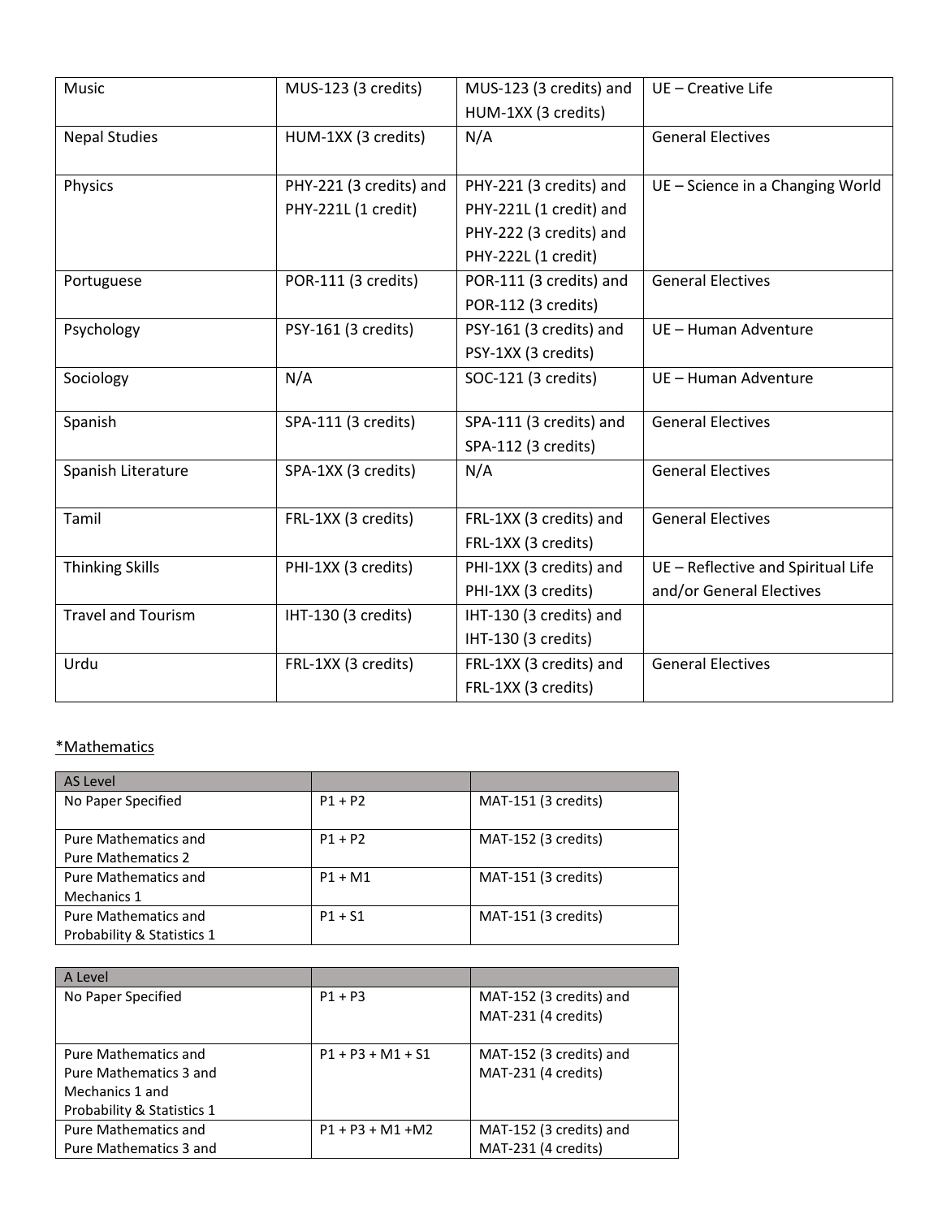| Music | MUS-123 (3 credits) | MUS-123 (3 credits) and HUM-1XX (3 credits) | UE – Creative Life |
|---|---|---|---|
| Nepal Studies | HUM-1XX (3 credits) | N/A | General Electives |
| Physics | PHY-221 (3 credits) and PHY-221L (1 credit) | PHY-221 (3 credits) and PHY-221L (1 credit) and PHY-222 (3 credits) and PHY-222L (1 credit) | UE – Science in a Changing World |
| Portuguese | POR-111 (3 credits) | POR-111 (3 credits) and POR-112 (3 credits) | General Electives |
| Psychology | PSY-161 (3 credits) | PSY-161 (3 credits) and PSY-1XX (3 credits) | UE – Human Adventure |
| Sociology | N/A | SOC-121 (3 credits) | UE – Human Adventure |
| Spanish | SPA-111 (3 credits) | SPA-111 (3 credits) and SPA-112 (3 credits) | General Electives |
| Spanish Literature | SPA-1XX (3 credits) | N/A | General Electives |
| Tamil | FRL-1XX (3 credits) | FRL-1XX (3 credits) and FRL-1XX (3 credits) | General Electives |
| Thinking Skills | PHI-1XX (3 credits) | PHI-1XX (3 credits) and PHI-1XX (3 credits) | UE – Reflective and Spiritual Life and/or General Electives |
| Travel and Tourism | IHT-130 (3 credits) | IHT-130 (3 credits) and IHT-130 (3 credits) | |
| Urdu | FRL-1XX (3 credits) | FRL-1XX (3 credits) and FRL-1XX (3 credits) | General Electives |

*Mathematics

| AS Level | | |
|---|---|---|
| No Paper Specified | P1 + P2 | MAT-151 (3 credits) |
| Pure Mathematics and Pure Mathematics 2 | P1 + P2 | MAT-152 (3 credits) |
| Pure Mathematics and Mechanics 1 | P1 + M1 | MAT-151 (3 credits) |
| Pure Mathematics and Probability & Statistics 1 | P1 + S1 | MAT-151 (3 credits) |

| A Level | | |
|---|---|---|
| No Paper Specified | P1 + P3 | MAT-152 (3 credits) and MAT-231 (4 credits) |
| Pure Mathematics and Pure Mathematics 3 and Mechanics 1 and Probability & Statistics 1 | P1 + P3 + M1 + S1 | MAT-152 (3 credits) and MAT-231 (4 credits) |
| Pure Mathematics and Pure Mathematics 3 and | P1 + P3 + M1 +M2 | MAT-152 (3 credits) and MAT-231 (4 credits) |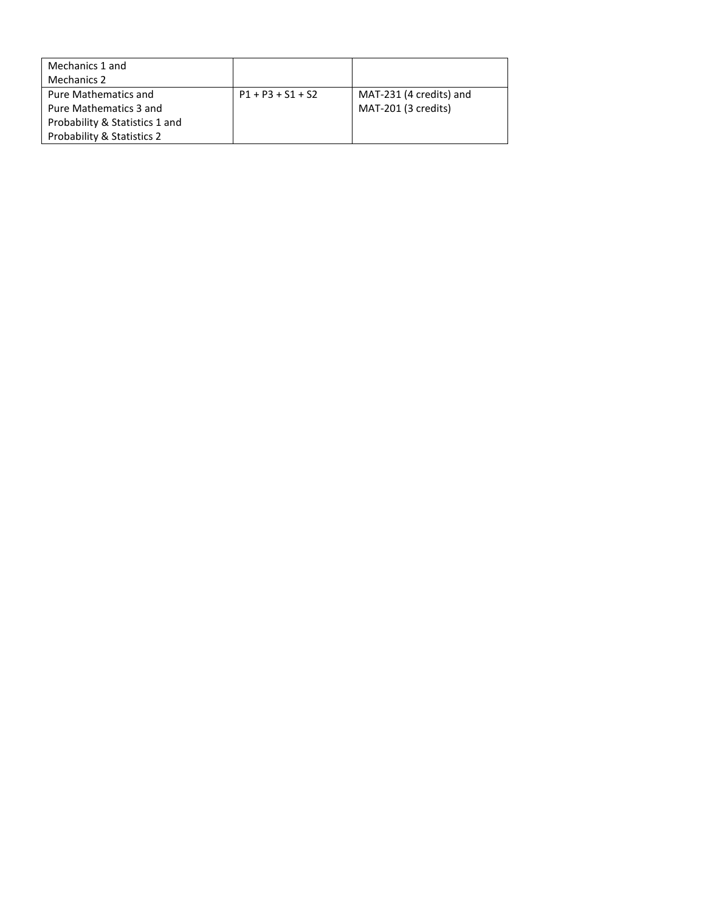| | | |
|---|---|---|
| Mechanics 1 and Mechanics 2 | | |
| Pure Mathematics and Pure Mathematics 3 and Probability & Statistics 1 and Probability & Statistics 2 | P1 + P3 + S1 + S2 | MAT-231 (4 credits) and MAT-201 (3 credits) |